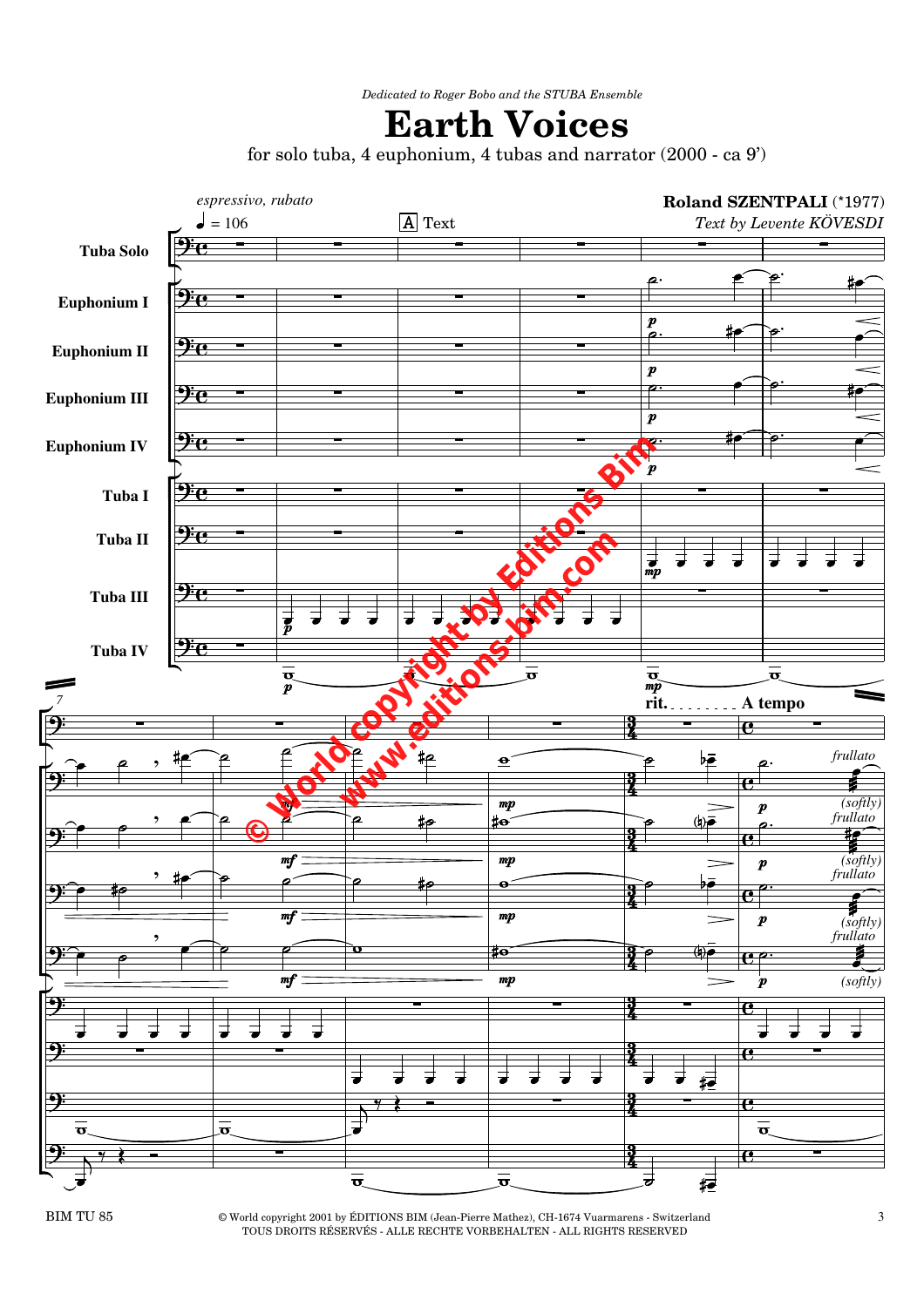*Dedicated to Roger Bobo and the STUBA Ensemble*

# Earth Voices

for solo tuba, 4 euphonium, 4 tubas and narrator (2000 - ca 9')

**Roland SZENTPALI** (*1977)

*Text by Levente KÖVESDI*

*espressivo, rubato*

♩ = 106

A Text

Tuba Solo

Euphonium I

Euphonium II

Euphonium III

Euphonium IV

Tuba I

Tuba II

Tuba III

Tuba IV

rit. . . . . . . . . . A tempo

*frullato* *(softly)*

© World copyright by Editions Bim www.editions-bim.com

BIM TU 85

© World copyright 2001 by ÉDITIONS BIM (Jean-Pierre Mathez), CH-1674 Vuarmarens - Switzerland
TOUS DROITS RÉSERVÉS - ALLE RECHTE VORBEHALTEN - ALL RIGHTS RESERVED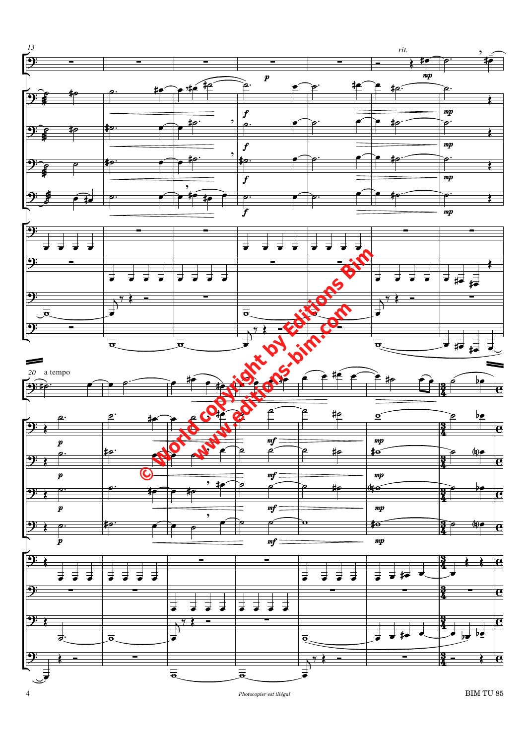*rit.*

*a tempo*

© World copyright by Editions Bim
www.editions-bim.com

*Photocopier est illégal*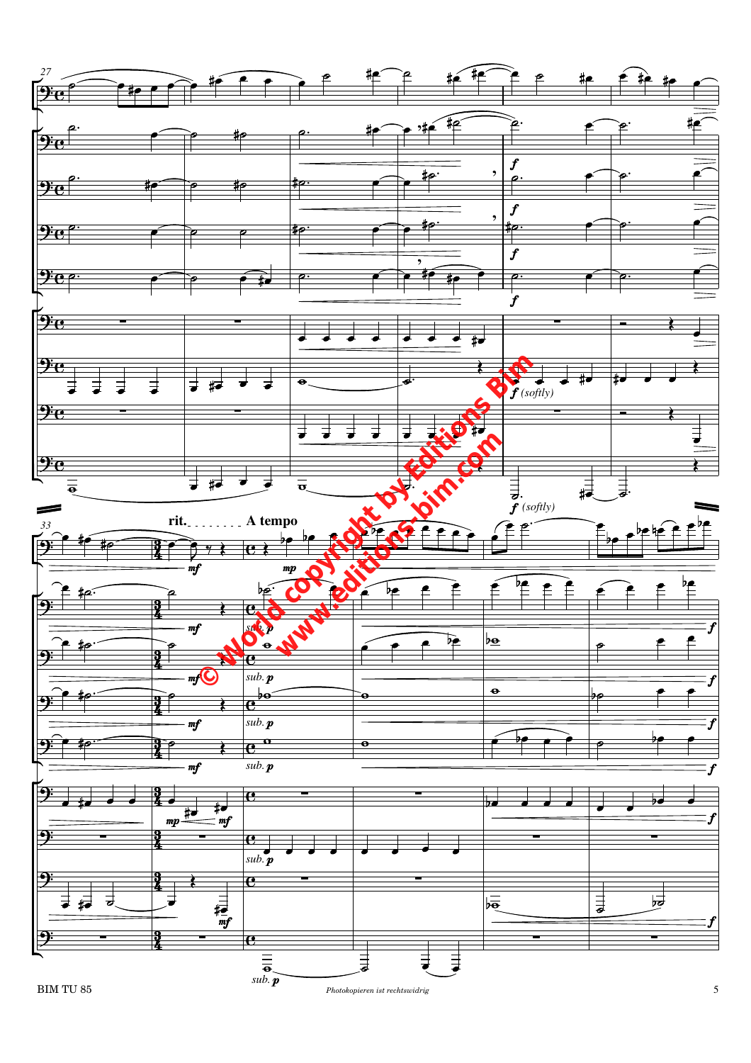27

33

rit. A tempo

*f (softly)*

*sub. p*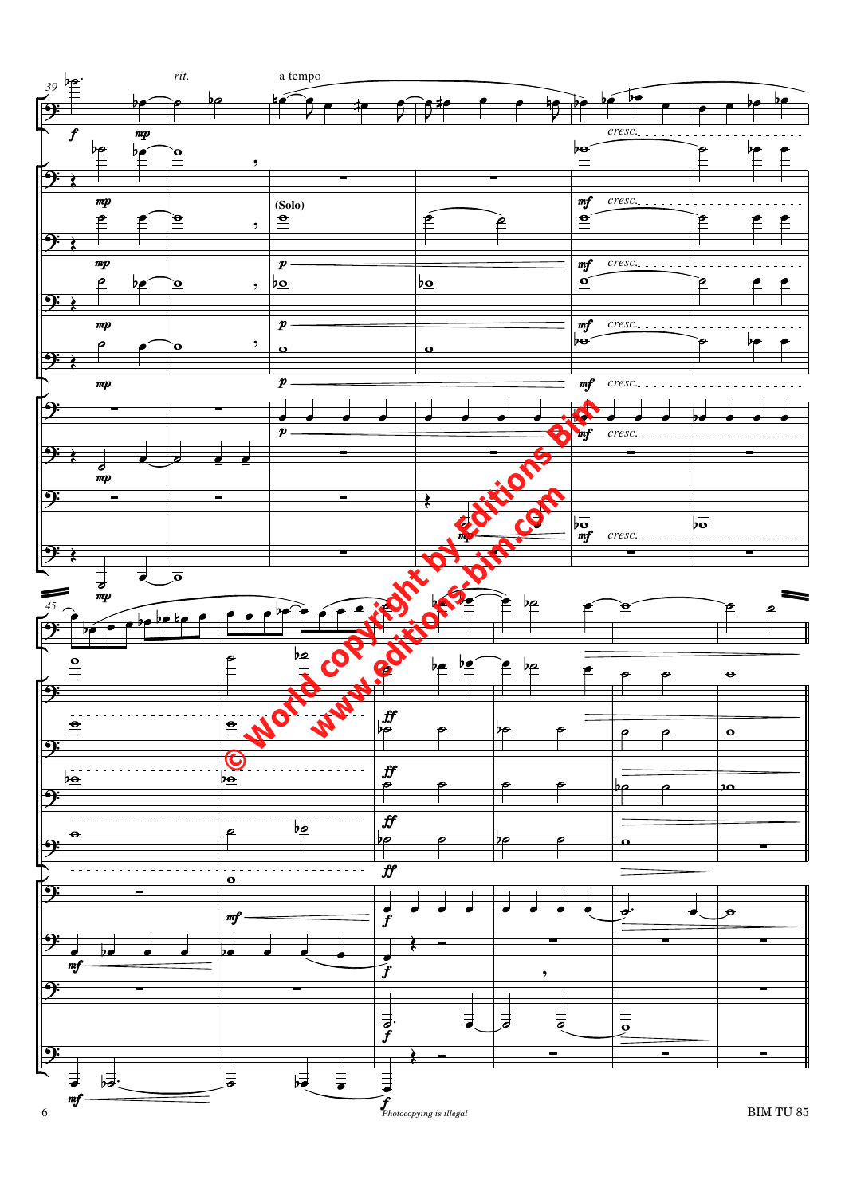*rit.* a tempo

(Solo)

© World copyright by Editions Bim
www.editions-bim.com

*Photocopying is illegal*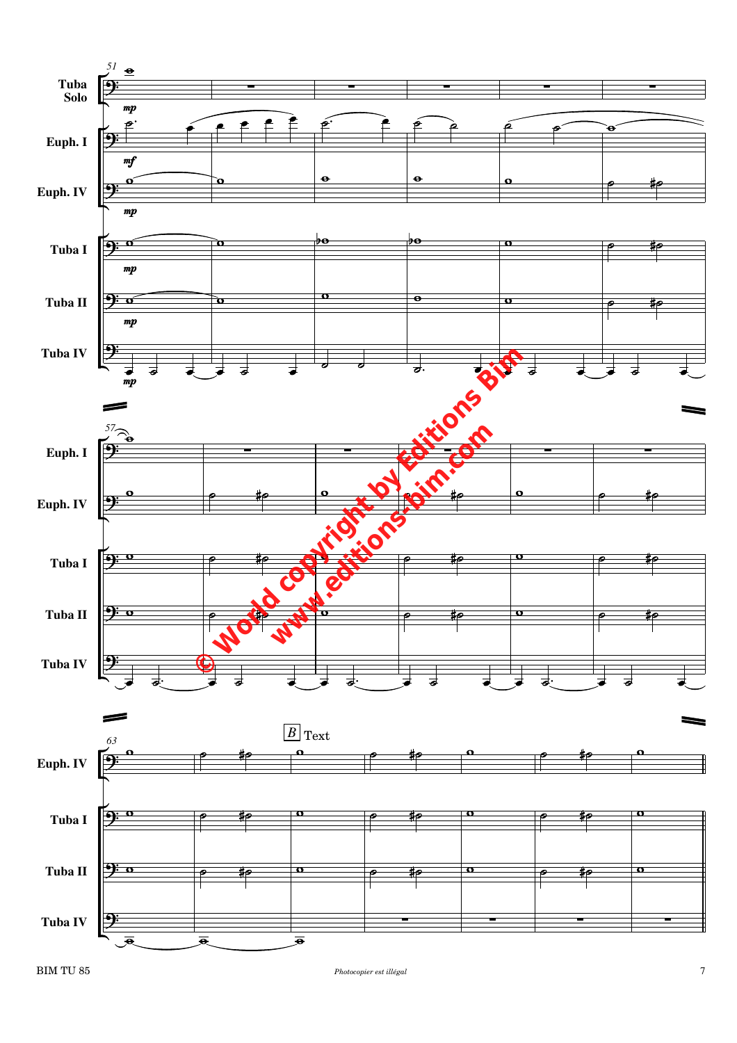Tuba Solo

Euph. I

Euph. IV

Tuba I

Tuba II

Tuba IV

*mp*

*mf*

*mp*

*mp*

*mp*

*mp*

Euph. I

Euph. IV

Tuba I

Tuba II

Tuba IV

B Text

Euph. IV

Tuba I

Tuba II

Tuba IV

© World copyright by Editions Bim
www.editions-bim.com

BIM TU 85

*Photocopier est illégal*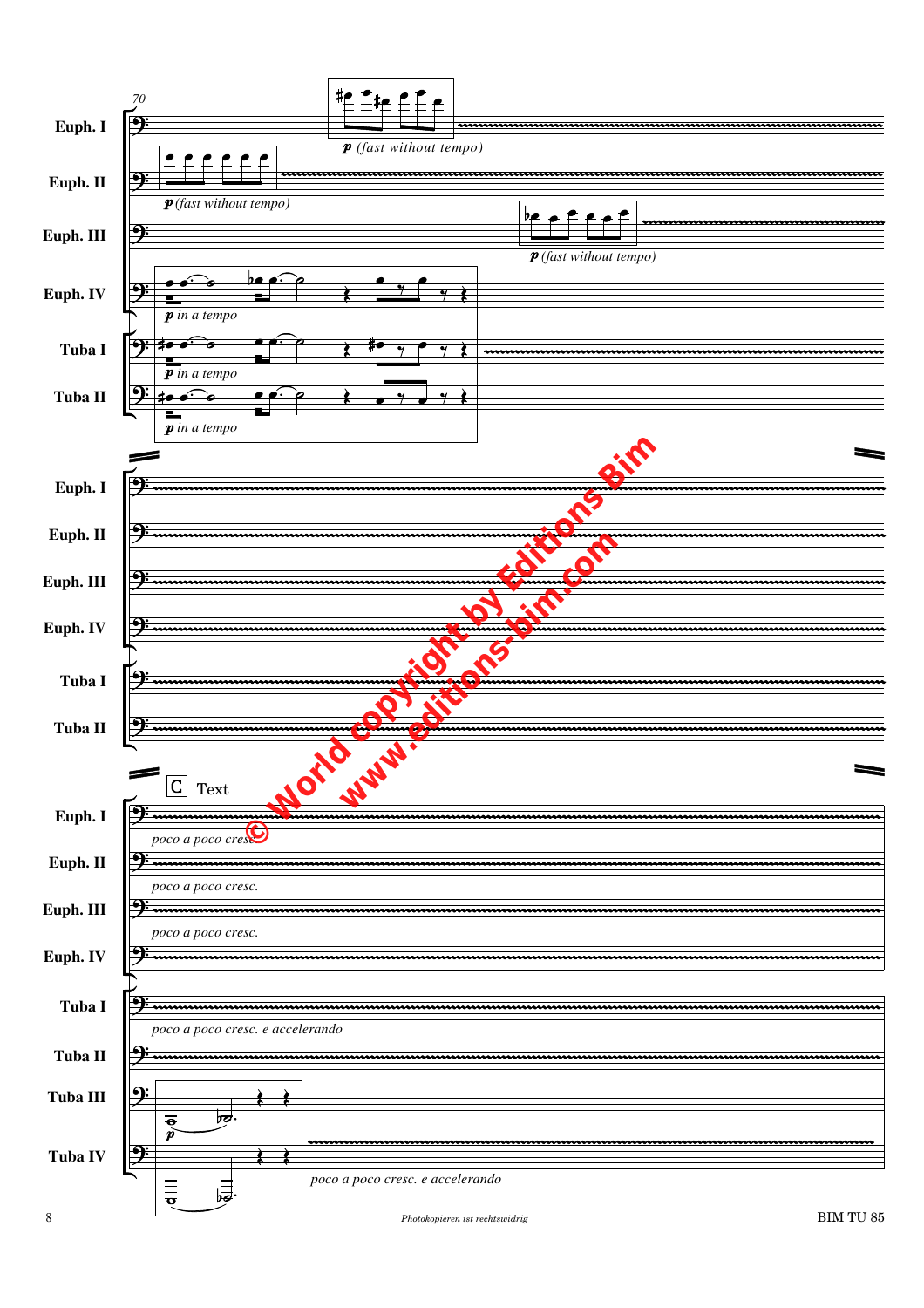70

Euph. I — *p (fast without tempo)*

Euph. II — *p (fast without tempo)*

Euph. III — *p (fast without tempo)*

Euph. IV — *p in a tempo*

Tuba I — *p in a tempo*

Tuba II — *p in a tempo*

Euph. I

Euph. II

Euph. III

Euph. IV

Tuba I

Tuba II

C Text

Euph. I — *poco a poco cresc.*

Euph. II — *poco a poco cresc.*

Euph. III — *poco a poco cresc.*

Euph. IV

Tuba I — *poco a poco cresc. e accelerando*

Tuba II

Tuba III — *p*

Tuba IV — *poco a poco cresc. e accelerando*

© World copyright by Editions Bim
www.editions-bim.com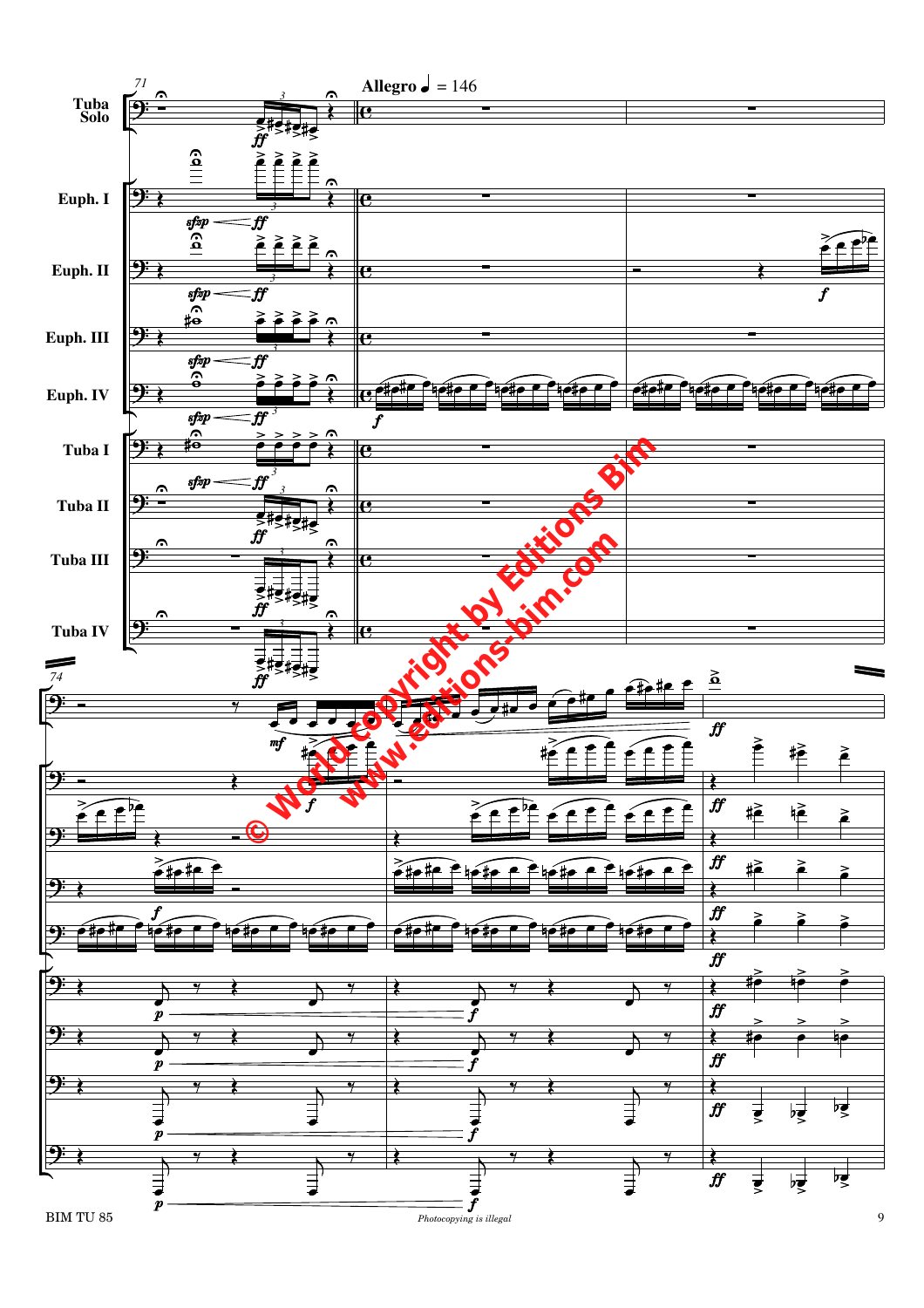**Allegro** ♩ = 146

Tuba Solo

Euph. I

Euph. II

Euph. III

Euph. IV

Tuba I

Tuba II

Tuba III

Tuba IV

© World copyright by Editions Bim
www.editions-bim.com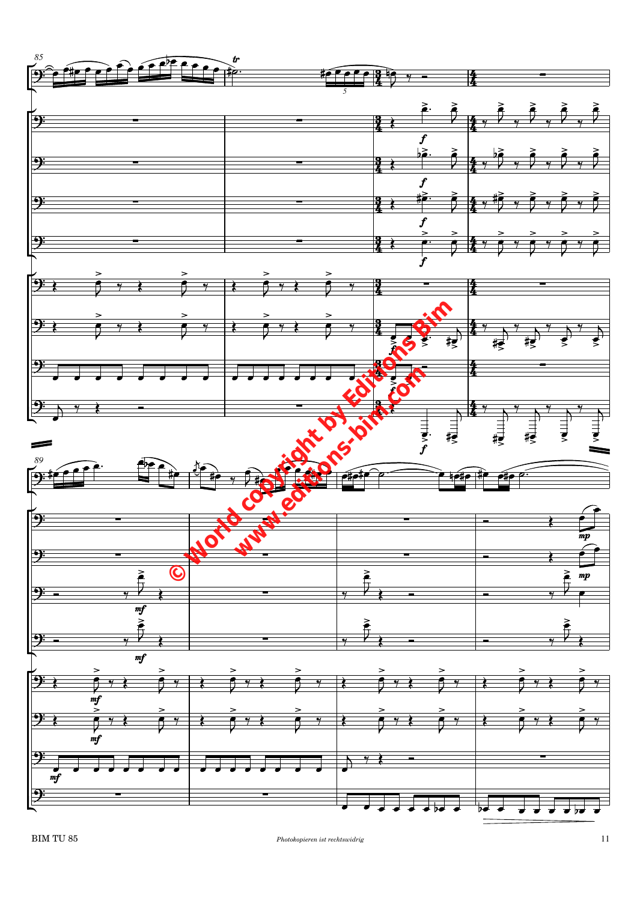© World copyright by Editions Bim
www.editions-bim.com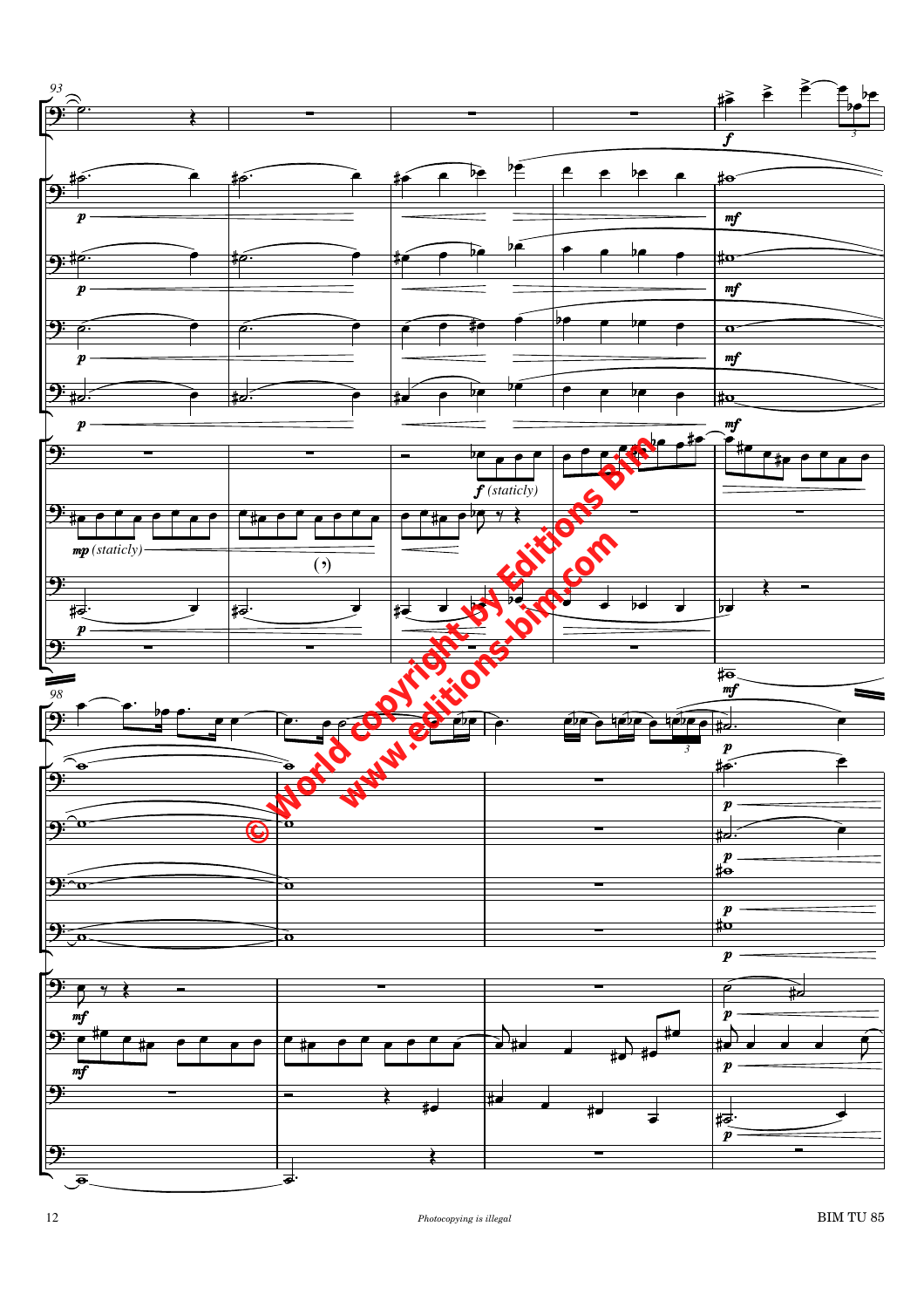93

98

*Photocopying is illegal*